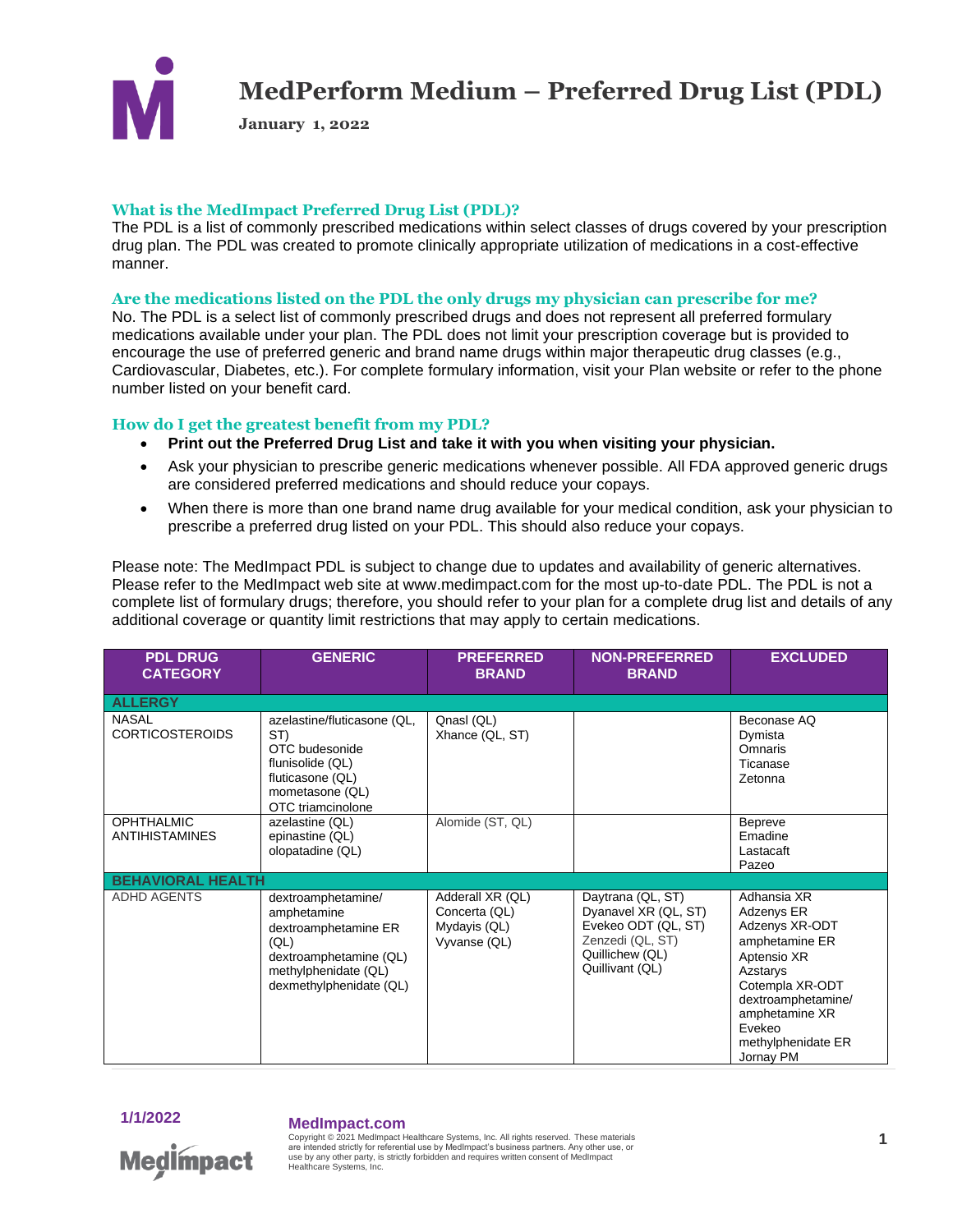# MedPerform Medium – Preferred Drug List (PDL)

**January 1, 2022**

### What is the MedImpact Preferred Drug List (PDL)?

The PDL is a list of commonly prescribed medications within select classes of drugs covered by your prescription drug plan. The PDL was created to promote clinically appropriate utilization of medications in a cost-effective manner.

### Are the medications listed on the PDL the only drugs my physician can prescribe for me?

No. The PDL is a select list of commonly prescribed drugs and does not represent all preferred formulary medications available under your plan. The PDL does not limit your prescription coverage but is provided to encourage the use of preferred generic and brand name drugs within major therapeutic drug classes (e.g., Cardiovascular, Diabetes, etc.). For complete formulary information, visit your Plan website or refer to the phone number listed on your benefit card.

### How do I get the greatest benefit from my PDL?

- **Print out the Preferred Drug List and take it with you when visiting your physician.**
- Ask your physician to prescribe generic medications whenever possible. All FDA approved generic drugs are considered preferred medications and should reduce your copays.
- When there is more than one brand name drug available for your medical condition, ask your physician to prescribe a preferred drug listed on your PDL. This should also reduce your copays.

Please note: The MedImpact PDL is subject to change due to updates and availability of generic alternatives. Please refer to the MedImpact web site at www.medimpact.com for the most up-to-date PDL. The PDL is not a complete list of formulary drugs; therefore, you should refer to your plan for a complete drug list and details of any additional coverage or quantity limit restrictions that may apply to certain medications.

| PDL DRUG CATEGORY | GENERIC | PREFERRED BRAND | NON-PREFERRED BRAND | EXCLUDED |
|---|---|---|---|---|
| **ALLERGY** | | | | |
| NASAL CORTICOSTEROIDS | azelastine/fluticasone (QL, ST)<br>OTC budesonide<br>flunisolide (QL)<br>fluticasone (QL)<br>mometasone (QL)<br>OTC triamcinolone | Qnasl (QL)<br>Xhance (QL, ST) | | Beconase AQ<br>Dymista<br>Omnaris<br>Ticanase<br>Zetonna |
| OPHTHALMIC ANTIHISTAMINES | azelastine (QL)<br>epinastine (QL)<br>olopatadine (QL) | Alomide (ST, QL) | | Bepreve<br>Emadine<br>Lastacaft<br>Pazeo |
| **BEHAVIORAL HEALTH** | | | | |
| ADHD AGENTS | dextroamphetamine/ amphetamine<br>dextroamphetamine ER (QL)<br>dextroamphetamine (QL)<br>methylphenidate (QL)<br>dexmethylphenidate (QL) | Adderall XR (QL)<br>Concerta (QL)<br>Mydayis (QL)<br>Vyvanse (QL) | Daytrana (QL, ST)<br>Dyanavel XR (QL, ST)<br>Evekeo ODT (QL, ST)<br>Zenzedi (QL, ST)<br>Quillichew (QL)<br>Quillivant (QL) | Adhansia XR<br>Adzenys ER<br>Adzenys XR-ODT<br>amphetamine ER<br>Aptensio XR<br>Azstarys<br>Cotempla XR-ODT<br>dextroamphetamine/ amphetamine XR<br>Evekeo<br>methylphenidate ER<br>Jornay PM |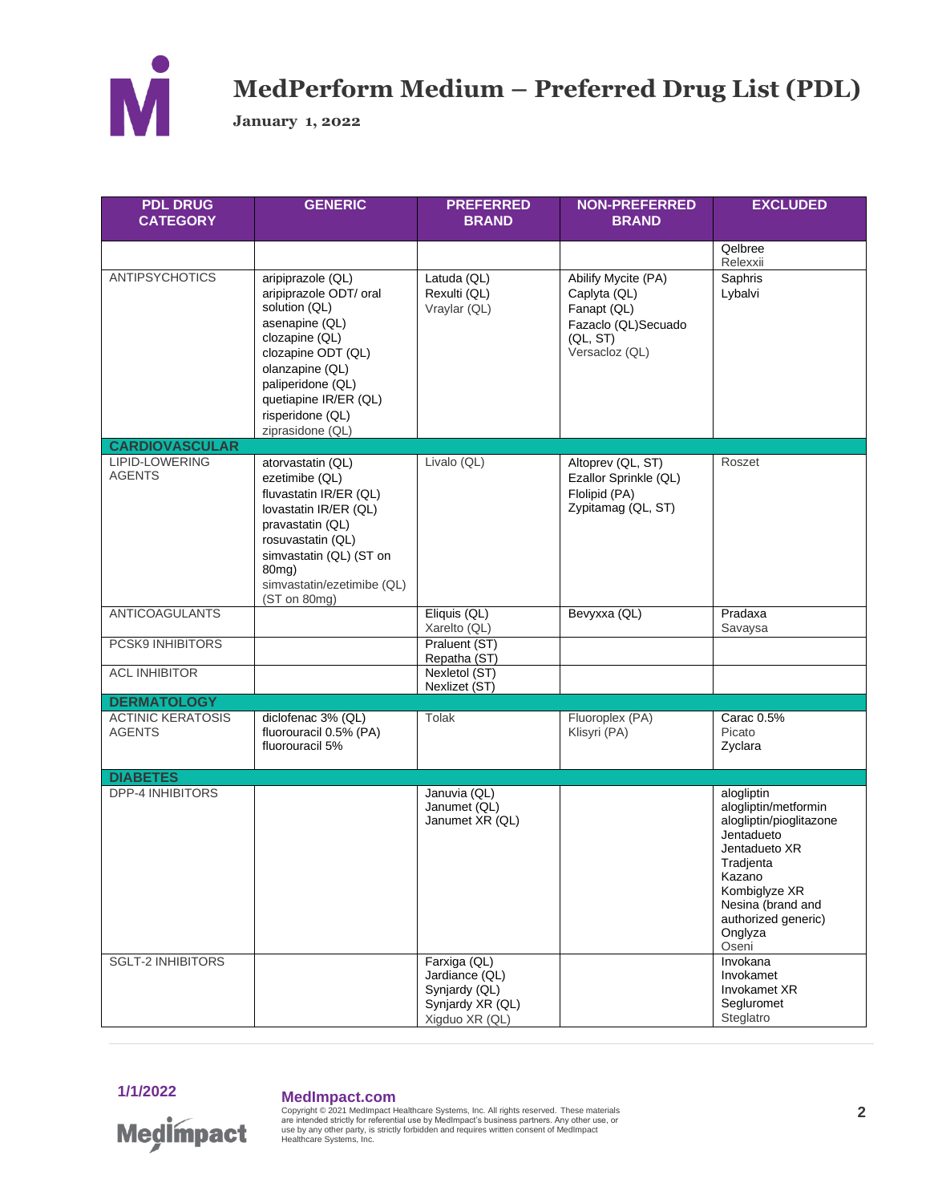# MedPerform Medium – Preferred Drug List (PDL)

**January 1, 2022**

| PDL DRUG CATEGORY | GENERIC | PREFERRED BRAND | NON-PREFERRED BRAND | EXCLUDED |
|---|---|---|---|---|
| | | | | Qelbree<br>Relexxii |
| ANTIPSYCHOTICS | aripiprazole (QL)<br>aripiprazole ODT/ oral solution (QL)<br>asenapine (QL)<br>clozapine (QL)<br>clozapine ODT (QL)<br>olanzapine (QL)<br>paliperidone (QL)<br>quetiapine IR/ER (QL)<br>risperidone (QL)<br>ziprasidone (QL) | Latuda (QL)<br>Rexulti (QL)<br>Vraylar (QL) | Abilify Mycite (PA)<br>Caplyta (QL)<br>Fanapt (QL)<br>Fazaclo (QL)Secuado (QL, ST)<br>Versacloz (QL) | Saphris<br>Lybalvi |
| **CARDIOVASCULAR** | | | | |
| LIPID-LOWERING AGENTS | atorvastatin (QL)<br>ezetimibe (QL)<br>fluvastatin IR/ER (QL)<br>lovastatin IR/ER (QL)<br>pravastatin (QL)<br>rosuvastatin (QL)<br>simvastatin (QL) (ST on 80mg)<br>simvastatin/ezetimibe (QL) (ST on 80mg) | Livalo (QL) | Altoprev (QL, ST)<br>Ezallor Sprinkle (QL)<br>Flolipid (PA)<br>Zypitamag (QL, ST) | Roszet |
| ANTICOAGULANTS | | Eliquis (QL)<br>Xarelto (QL) | Bevyxxa (QL) | Pradaxa<br>Savaysa |
| PCSK9 INHIBITORS | | Praluent (ST)<br>Repatha (ST) | | |
| ACL INHIBITOR | | Nexletol (ST)<br>Nexlizet (ST) | | |
| **DERMATOLOGY** | | | | |
| ACTINIC KERATOSIS AGENTS | diclofenac 3% (QL)<br>fluorouracil 0.5% (PA)<br>fluorouracil 5% | Tolak | Fluoroplex (PA)<br>Klisyri (PA) | Carac 0.5%<br>Picato<br>Zyclara |
| **DIABETES** | | | | |
| DPP-4 INHIBITORS | | Januvia (QL)<br>Janumet (QL)<br>Janumet XR (QL) | | alogliptin<br>alogliptin/metformin<br>alogliptin/pioglitazone<br>Jentadueto<br>Jentadueto XR<br>Tradjenta<br>Kazano<br>Kombiglyze XR<br>Nesina (brand and authorized generic)<br>Onglyza<br>Oseni |
| SGLT-2 INHIBITORS | | Farxiga (QL)<br>Jardiance (QL)<br>Synjardy (QL)<br>Synjardy XR (QL)<br>Xigduo XR (QL) | | Invokana<br>Invokamet<br>Invokamet XR<br>Segluromet<br>Steglatro |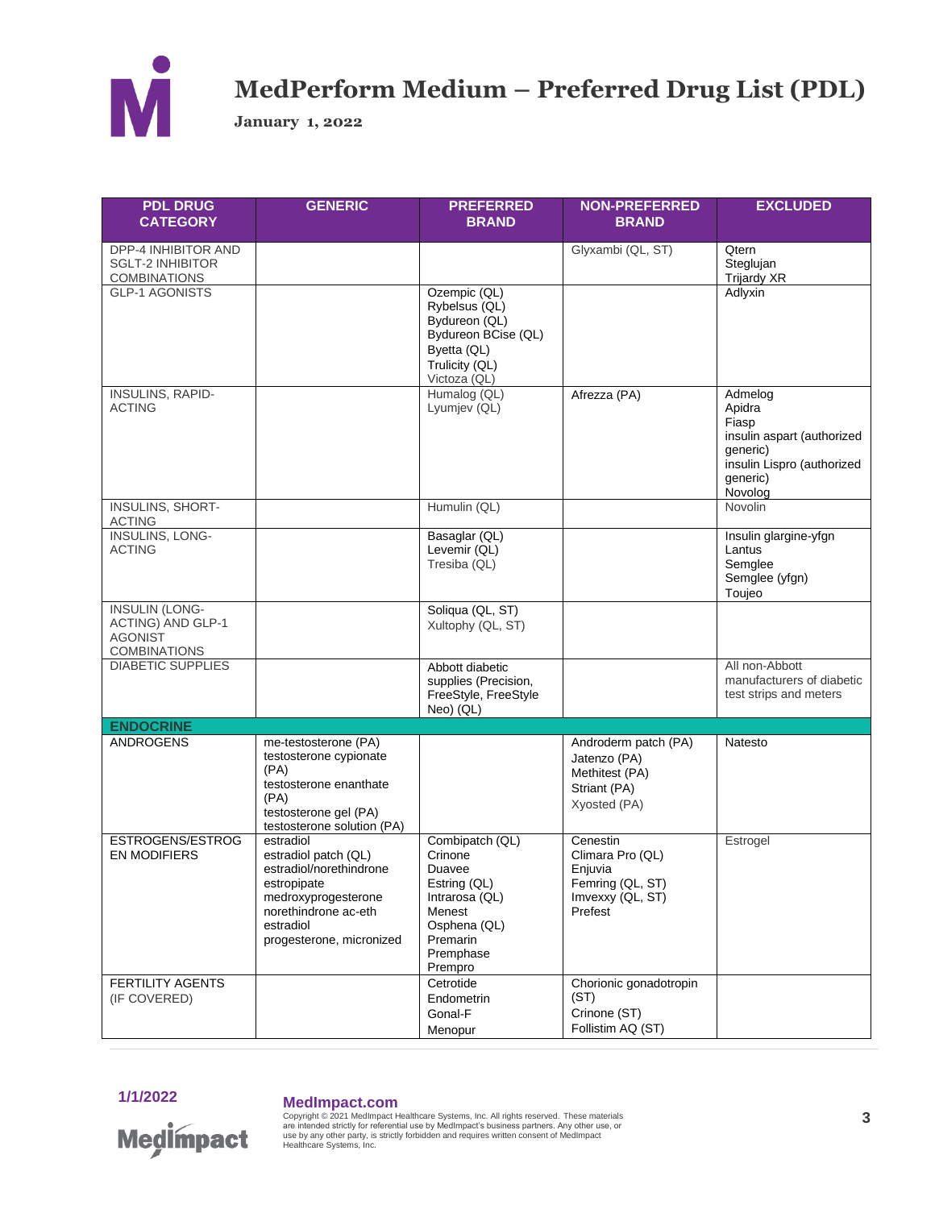# MedPerform Medium – Preferred Drug List (PDL)

**January 1, 2022**

| PDL DRUG CATEGORY | GENERIC | PREFERRED BRAND | NON-PREFERRED BRAND | EXCLUDED |
|---|---|---|---|---|
| DPP-4 INHIBITOR AND SGLT-2 INHIBITOR COMBINATIONS | | | Glyxambi (QL, ST) | Qtern<br>Steglujan<br>Trijardy XR |
| GLP-1 AGONISTS | | Ozempic (QL)<br>Rybelsus (QL)<br>Bydureon (QL)<br>Bydureon BCise (QL)<br>Byetta (QL)<br>Trulicity (QL)<br>Victoza (QL) | | Adlyxin |
| INSULINS, RAPID-ACTING | | Humalog (QL)<br>Lyumjev (QL) | Afrezza (PA) | Admelog<br>Apidra<br>Fiasp<br>insulin aspart (authorized generic)<br>insulin Lispro (authorized generic)<br>Novolog |
| INSULINS, SHORT-ACTING | | Humulin (QL) | | Novolin |
| INSULINS, LONG-ACTING | | Basaglar (QL)<br>Levemir (QL)<br>Tresiba (QL) | | Insulin glargine-yfgn<br>Lantus<br>Semglee<br>Semglee (yfgn)<br>Toujeo |
| INSULIN (LONG-ACTING) AND GLP-1 AGONIST COMBINATIONS | | Soliqua (QL, ST)<br>Xultophy (QL, ST) | | |
| DIABETIC SUPPLIES | | Abbott diabetic supplies (Precision, FreeStyle, FreeStyle Neo) (QL) | | All non-Abbott manufacturers of diabetic test strips and meters |
| **ENDOCRINE** | | | | |
| ANDROGENS | me-testosterone (PA)<br>testosterone cypionate (PA)<br>testosterone enanthate (PA)<br>testosterone gel (PA)<br>testosterone solution (PA) | | Androderm patch (PA)<br>Jatenzo (PA)<br>Methitest (PA)<br>Striant (PA)<br>Xyosted (PA) | Natesto |
| ESTROGENS/ESTROGEN MODIFIERS | estradiol<br>estradiol patch (QL)<br>estradiol/norethindrone<br>estropipate<br>medroxyprogesterone<br>norethindrone ac-eth estradiol<br>progesterone, micronized | Combipatch (QL)<br>Crinone<br>Duavee<br>Estring (QL)<br>Intrarosa (QL)<br>Menest<br>Osphena (QL)<br>Premarin<br>Premphase<br>Prempro | Cenestin<br>Climara Pro (QL)<br>Enjuvia<br>Femring (QL, ST)<br>Imvexxy (QL, ST)<br>Prefest | Estrogel |
| FERTILITY AGENTS (IF COVERED) | | Cetrotide<br>Endometrin<br>Gonal-F<br>Menopur | Chorionic gonadotropin (ST)<br>Crinone (ST)<br>Follistim AQ (ST) | |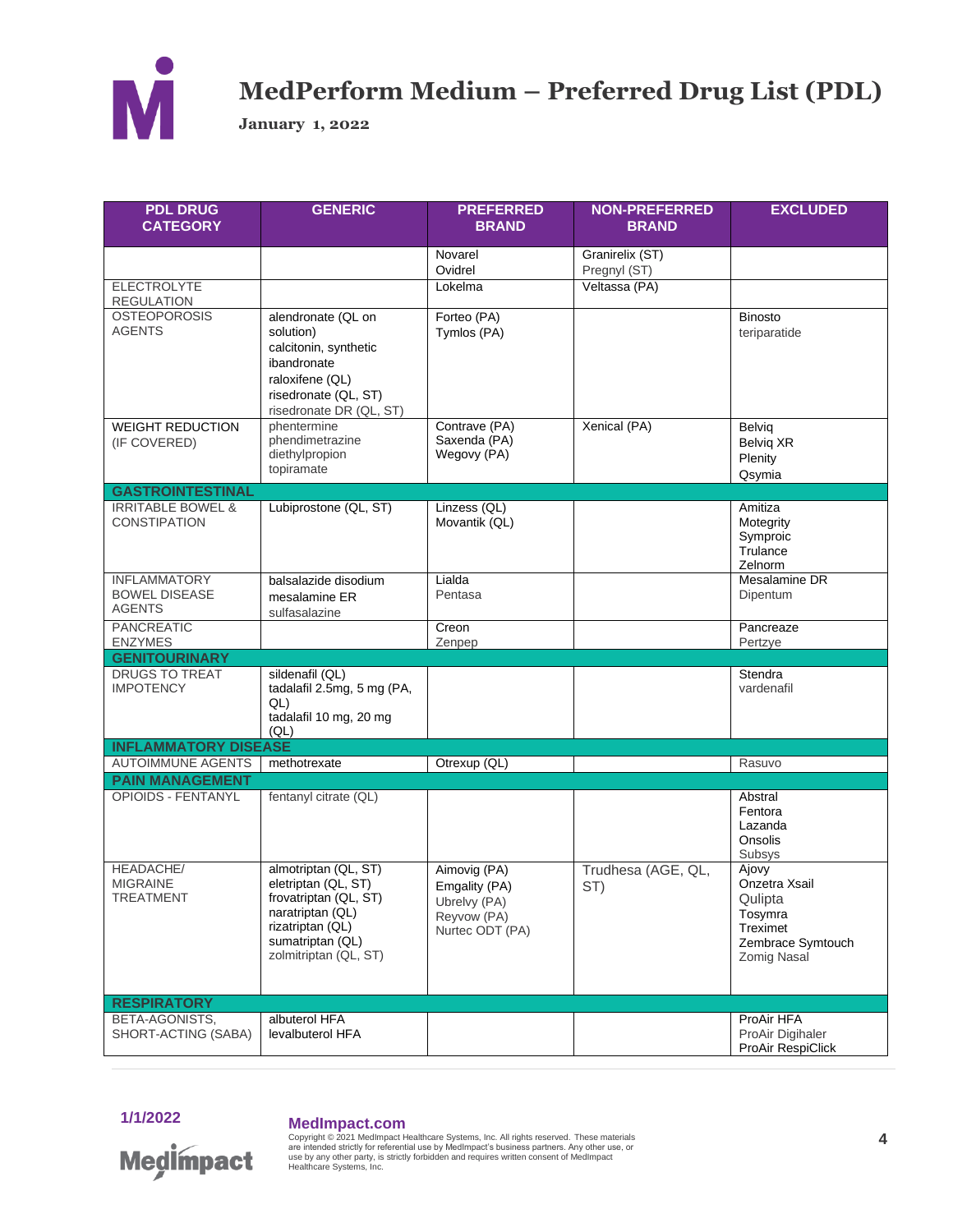# MedPerform Medium – Preferred Drug List (PDL)

**January 1, 2022**

| PDL DRUG CATEGORY | GENERIC | PREFERRED BRAND | NON-PREFERRED BRAND | EXCLUDED |
|---|---|---|---|---|
| | | Novarel<br>Ovidrel | Granirelix (ST)<br>Pregnyl (ST) | |
| ELECTROLYTE REGULATION | | Lokelma | Veltassa (PA) | |
| OSTEOPOROSIS AGENTS | alendronate (QL on solution)<br>calcitonin, synthetic<br>ibandronate<br>raloxifene (QL)<br>risedronate (QL, ST)<br>risedronate DR (QL, ST) | Forteo (PA)<br>Tymlos (PA) | | Binosto<br>teriparatide |
| WEIGHT REDUCTION (IF COVERED) | phentermine<br>phendimetrazine<br>diethylpropion<br>topiramate | Contrave (PA)<br>Saxenda (PA)<br>Wegovy (PA) | Xenical (PA) | Belviq<br>Belviq XR<br>Plenity<br>Qsymia |
| **GASTROINTESTINAL** | | | | |
| IRRITABLE BOWEL & CONSTIPATION | Lubiprostone (QL, ST) | Linzess (QL)<br>Movantik (QL) | | Amitiza<br>Motegrity<br>Symproic<br>Trulance<br>Zelnorm |
| INFLAMMATORY BOWEL DISEASE AGENTS | balsalazide disodium<br>mesalamine ER<br>sulfasalazine | Lialda<br>Pentasa | | Mesalamine DR<br>Dipentum |
| PANCREATIC ENZYMES | | Creon<br>Zenpep | | Pancreaze<br>Pertzye |
| **GENITOURINARY** | | | | |
| DRUGS TO TREAT IMPOTENCY | sildenafil (QL)<br>tadalafil 2.5mg, 5 mg (PA, QL)<br>tadalafil 10 mg, 20 mg (QL) | | | Stendra<br>vardenafil |
| **INFLAMMATORY DISEASE** | | | | |
| AUTOIMMUNE AGENTS | methotrexate | Otrexup (QL) | | Rasuvo |
| **PAIN MANAGEMENT** | | | | |
| OPIOIDS - FENTANYL | fentanyl citrate (QL) | | | Abstral<br>Fentora<br>Lazanda<br>Onsolis<br>Subsys |
| HEADACHE/ MIGRAINE TREATMENT | almotriptan (QL, ST)<br>eletriptan (QL, ST)<br>frovatriptan (QL, ST)<br>naratriptan (QL)<br>rizatriptan (QL)<br>sumatriptan (QL)<br>zolmitriptan (QL, ST) | Aimovig (PA)<br>Emgality (PA)<br>Ubrelvy (PA)<br>Reyvow (PA)<br>Nurtec ODT (PA) | Trudhesa (AGE, QL, ST) | Ajovy<br>Onzetra Xsail<br>Qulipta<br>Tosymra<br>Treximet<br>Zembrace Symtouch<br>Zomig Nasal |
| **RESPIRATORY** | | | | |
| BETA-AGONISTS, SHORT-ACTING (SABA) | albuterol HFA<br>levalbuterol HFA | | | ProAir HFA<br>ProAir Digihaler<br>ProAir RespiClick |

1/1/2022

MedImpact.com
Copyright © 2021 MedImpact Healthcare Systems, Inc. All rights reserved. These materials are intended strictly for referential use by MedImpact's business partners. Any other use, or use by any other party, is strictly forbidden and requires written consent of MedImpact Healthcare Systems, Inc.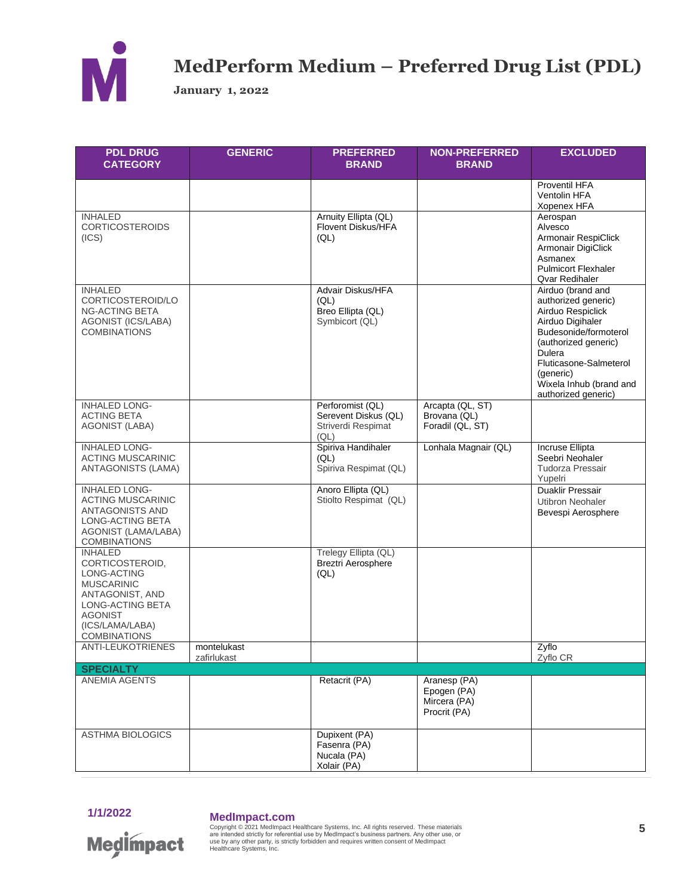# MedPerform Medium – Preferred Drug List (PDL)

**January 1, 2022**

| PDL DRUG CATEGORY | GENERIC | PREFERRED BRAND | NON-PREFERRED BRAND | EXCLUDED |
|---|---|---|---|---|
| | | | | Proventil HFA<br>Ventolin HFA<br>Xopenex HFA |
| INHALED CORTICOSTEROIDS (ICS) | | Arnuity Ellipta (QL)<br>Flovent Diskus/HFA (QL) | | Aerospan<br>Alvesco<br>Armonair RespiClick<br>Armonair DigiClick<br>Asmanex<br>Pulmicort Flexhaler<br>Qvar Redihaler |
| INHALED CORTICOSTEROID/LONG-ACTING BETA AGONIST (ICS/LABA) COMBINATIONS | | Advair Diskus/HFA (QL)<br>Breo Ellipta (QL)<br>Symbicort (QL) | | Airduo (brand and authorized generic)<br>Airduo Respiclick<br>Airduo Digihaler<br>Budesonide/formoterol (authorized generic)<br>Dulera<br>Fluticasone-Salmeterol (generic)<br>Wixela Inhub (brand and authorized generic) |
| INHALED LONG-ACTING BETA AGONIST (LABA) | | Perforomist (QL)<br>Serevent Diskus (QL)<br>Striverdi Respimat (QL) | Arcapta (QL, ST)<br>Brovana (QL)<br>Foradil (QL, ST) | |
| INHALED LONG-ACTING MUSCARINIC ANTAGONISTS (LAMA) | | Spiriva Handihaler (QL)<br>Spiriva Respimat (QL) | Lonhala Magnair (QL) | Incruse Ellipta<br>Seebri Neohaler<br>Tudorza Pressair<br>Yupelri |
| INHALED LONG-ACTING MUSCARINIC ANTAGONISTS AND LONG-ACTING BETA AGONIST (LAMA/LABA) COMBINATIONS | | Anoro Ellipta (QL)<br>Stiolto Respimat (QL) | | Duaklir Pressair<br>Utibron Neohaler<br>Bevespi Aerosphere |
| INHALED CORTICOSTEROID, LONG-ACTING MUSCARINIC ANTAGONIST, AND LONG-ACTING BETA AGONIST (ICS/LAMA/LABA) COMBINATIONS | | Trelegy Ellipta (QL)<br>Breztri Aerosphere (QL) | | |
| ANTI-LEUKOTRIENES | montelukast<br>zafirlukast | | | Zyflo<br>Zyflo CR |
| **SPECIALTY** | | | | |
| ANEMIA AGENTS | | Retacrit (PA) | Aranesp (PA)<br>Epogen (PA)<br>Mircera (PA)<br>Procrit (PA) | |
| ASTHMA BIOLOGICS | | Dupixent (PA)<br>Fasenra (PA)<br>Nucala (PA)<br>Xolair (PA) | | |

**MedImpact.com**

Copyright © 2021 MedImpact Healthcare Systems, Inc. All rights reserved. These materials are intended strictly for referential use by MedImpact's business partners. Any other use, or use by any other party, is strictly forbidden and requires written consent of MedImpact Healthcare Systems, Inc.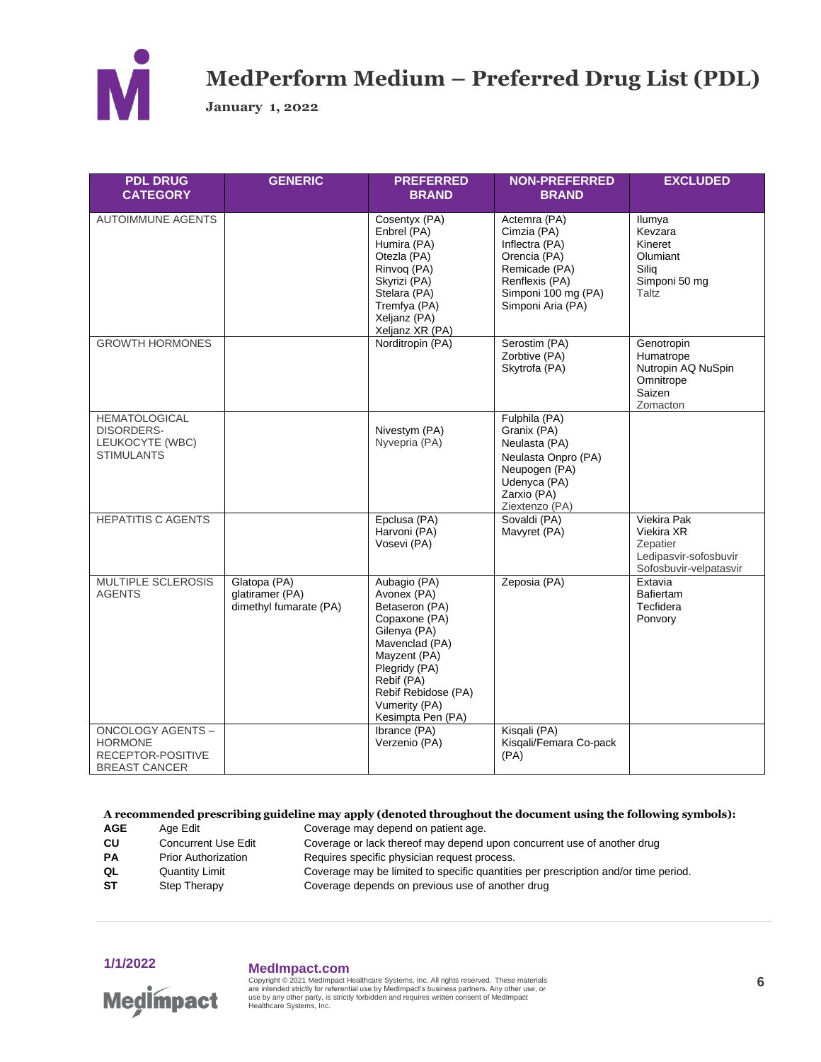# MedPerform Medium – Preferred Drug List (PDL)

**January 1, 2022**

| PDL DRUG CATEGORY | GENERIC | PREFERRED BRAND | NON-PREFERRED BRAND | EXCLUDED |
|---|---|---|---|---|
| AUTOIMMUNE AGENTS | | Cosentyx (PA)<br>Enbrel (PA)<br>Humira (PA)<br>Otezla (PA)<br>Rinvoq (PA)<br>Skyrizi (PA)<br>Stelara (PA)<br>Tremfya (PA)<br>Xeljanz (PA)<br>Xeljanz XR (PA) | Actemra (PA)<br>Cimzia (PA)<br>Inflectra (PA)<br>Orencia (PA)<br>Remicade (PA)<br>Renflexis (PA)<br>Simponi 100 mg (PA)<br>Simponi Aria (PA) | Ilumya<br>Kevzara<br>Kineret<br>Olumiant<br>Siliq<br>Simponi 50 mg<br>Taltz |
| GROWTH HORMONES | | Norditropin (PA) | Serostim (PA)<br>Zorbtive (PA)<br>Skytrofa (PA) | Genotropin<br>Humatrope<br>Nutropin AQ NuSpin<br>Omnitrope<br>Saizen<br>Zomacton |
| HEMATOLOGICAL DISORDERS-LEUKOCYTE (WBC) STIMULANTS | | Nivestym (PA)<br>Nyvepria (PA) | Fulphila (PA)<br>Granix (PA)<br>Neulasta (PA)<br>Neulasta Onpro (PA)<br>Neupogen (PA)<br>Udenyca (PA)<br>Zarxio (PA)<br>Ziextenzo (PA) | |
| HEPATITIS C AGENTS | | Epclusa (PA)<br>Harvoni (PA)<br>Vosevi (PA) | Sovaldi (PA)<br>Mavyret (PA) | Viekira Pak<br>Viekira XR<br>Zepatier<br>Ledipasvir-sofosbuvir<br>Sofosbuvir-velpatasvir |
| MULTIPLE SCLEROSIS AGENTS | Glatopa (PA)<br>glatiramer (PA)<br>dimethyl fumarate (PA) | Aubagio (PA)<br>Avonex (PA)<br>Betaseron (PA)<br>Copaxone (PA)<br>Gilenya (PA)<br>Mavenclad (PA)<br>Mayzent (PA)<br>Plegridy (PA)<br>Rebif (PA)<br>Rebif Rebidose (PA)<br>Vumerity (PA)<br>Kesimpta Pen (PA) | Zeposia (PA) | Extavia<br>Bafiertam<br>Tecfidera<br>Ponvory |
| ONCOLOGY AGENTS – HORMONE RECEPTOR-POSITIVE BREAST CANCER | | Ibrance (PA)<br>Verzenio (PA) | Kisqali (PA)<br>Kisqali/Femara Co-pack (PA) | |

**A recommended prescribing guideline may apply (denoted throughout the document using the following symbols):**

| | | |
|---|---|---|
| **AGE** | Age Edit | Coverage may depend on patient age. |
| **CU** | Concurrent Use Edit | Coverage or lack thereof may depend upon concurrent use of another drug |
| **PA** | Prior Authorization | Requires specific physician request process. |
| **QL** | Quantity Limit | Coverage may be limited to specific quantities per prescription and/or time period. |
| **ST** | Step Therapy | Coverage depends on previous use of another drug |